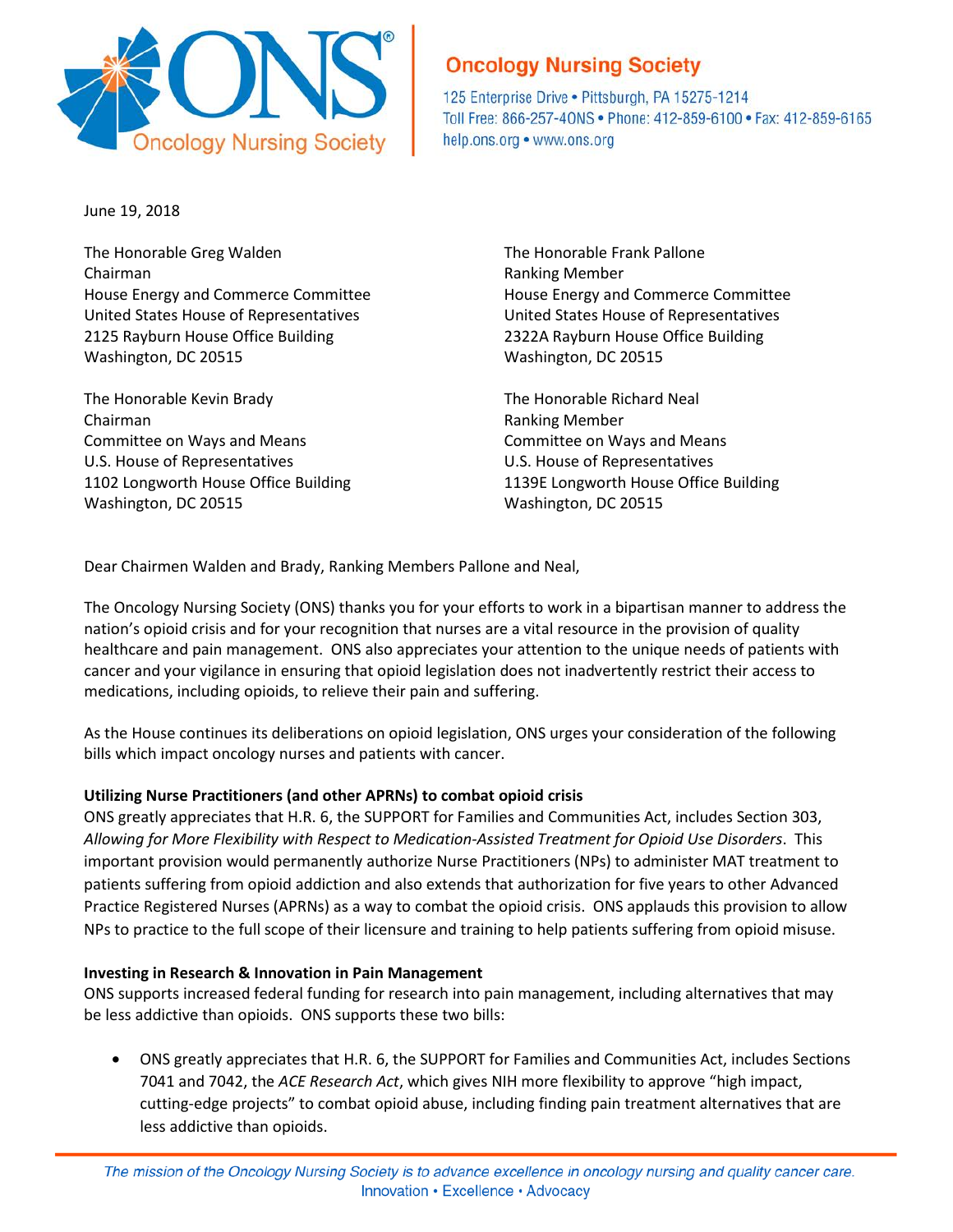# Oncology Nursing Society

125 Enterprise Drive • Pittsburgh, PA 15275-1214
Toll Free: 866-257-4ONS • Phone: 412-859-6100 • Fax: 412-859-6165
help.ons.org • www.ons.org

June 19, 2018

The Honorable Greg Walden
Chairman
House Energy and Commerce Committee
United States House of Representatives
2125 Rayburn House Office Building
Washington, DC 20515

The Honorable Frank Pallone
Ranking Member
House Energy and Commerce Committee
United States House of Representatives
2322A Rayburn House Office Building
Washington, DC 20515

The Honorable Kevin Brady
Chairman
Committee on Ways and Means
U.S. House of Representatives
1102 Longworth House Office Building
Washington, DC 20515

The Honorable Richard Neal
Ranking Member
Committee on Ways and Means
U.S. House of Representatives
1139E Longworth House Office Building
Washington, DC 20515

Dear Chairmen Walden and Brady, Ranking Members Pallone and Neal,

The Oncology Nursing Society (ONS) thanks you for your efforts to work in a bipartisan manner to address the nation's opioid crisis and for your recognition that nurses are a vital resource in the provision of quality healthcare and pain management. ONS also appreciates your attention to the unique needs of patients with cancer and your vigilance in ensuring that opioid legislation does not inadvertently restrict their access to medications, including opioids, to relieve their pain and suffering.

As the House continues its deliberations on opioid legislation, ONS urges your consideration of the following bills which impact oncology nurses and patients with cancer.

**Utilizing Nurse Practitioners (and other APRNs) to combat opioid crisis**

ONS greatly appreciates that H.R. 6, the SUPPORT for Families and Communities Act, includes Section 303, *Allowing for More Flexibility with Respect to Medication-Assisted Treatment for Opioid Use Disorders*. This important provision would permanently authorize Nurse Practitioners (NPs) to administer MAT treatment to patients suffering from opioid addiction and also extends that authorization for five years to other Advanced Practice Registered Nurses (APRNs) as a way to combat the opioid crisis. ONS applauds this provision to allow NPs to practice to the full scope of their licensure and training to help patients suffering from opioid misuse.

**Investing in Research & Innovation in Pain Management**

ONS supports increased federal funding for research into pain management, including alternatives that may be less addictive than opioids. ONS supports these two bills:

- ONS greatly appreciates that H.R. 6, the SUPPORT for Families and Communities Act, includes Sections 7041 and 7042, the *ACE Research Act*, which gives NIH more flexibility to approve "high impact, cutting-edge projects" to combat opioid abuse, including finding pain treatment alternatives that are less addictive than opioids.

*The mission of the Oncology Nursing Society is to advance excellence in oncology nursing and quality cancer care.*
Innovation • Excellence • Advocacy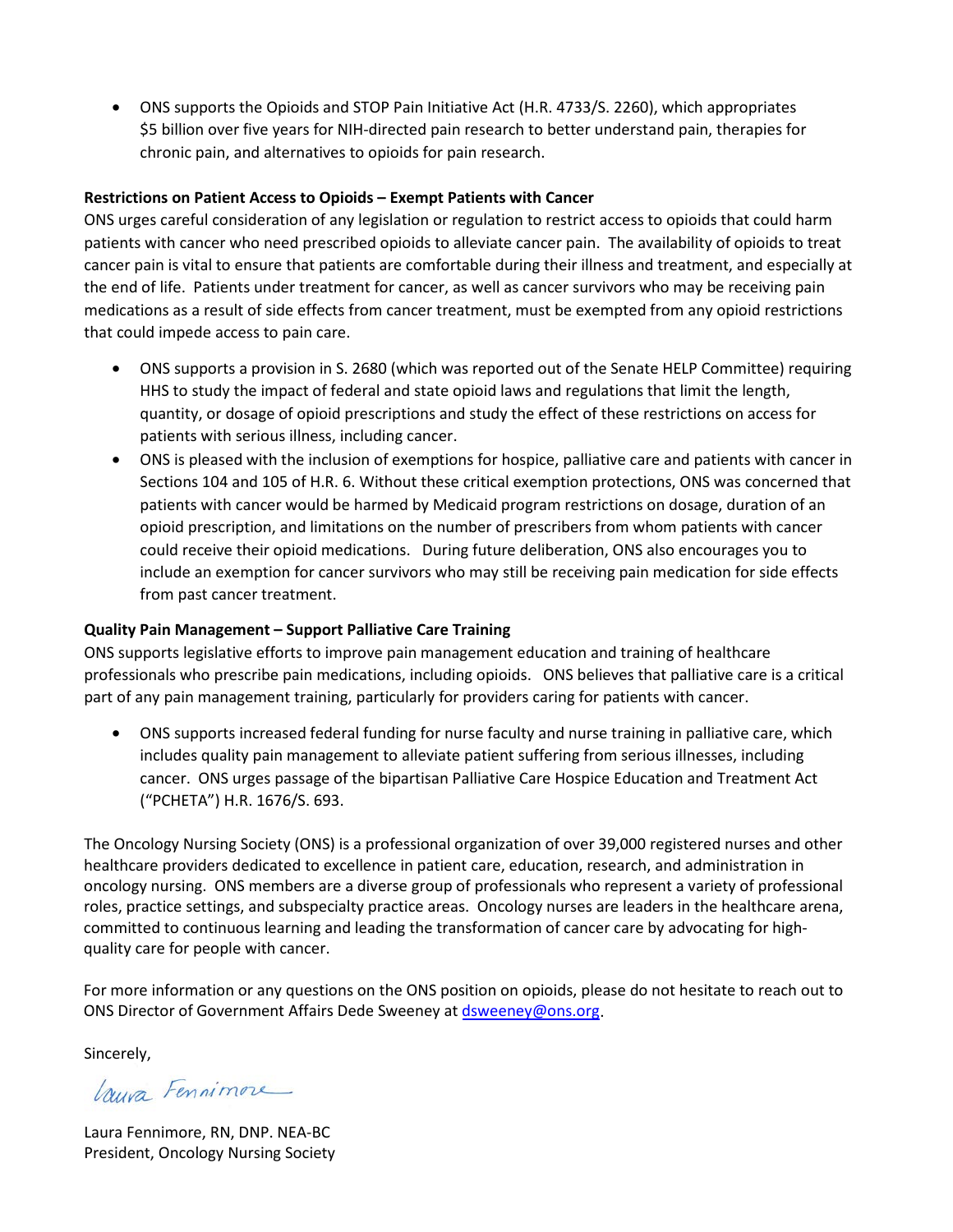- ONS supports the Opioids and STOP Pain Initiative Act (H.R. 4733/S. 2260), which appropriates $5 billion over five years for NIH-directed pain research to better understand pain, therapies for chronic pain, and alternatives to opioids for pain research.

**Restrictions on Patient Access to Opioids – Exempt Patients with Cancer**

ONS urges careful consideration of any legislation or regulation to restrict access to opioids that could harm patients with cancer who need prescribed opioids to alleviate cancer pain. The availability of opioids to treat cancer pain is vital to ensure that patients are comfortable during their illness and treatment, and especially at the end of life. Patients under treatment for cancer, as well as cancer survivors who may be receiving pain medications as a result of side effects from cancer treatment, must be exempted from any opioid restrictions that could impede access to pain care.

- ONS supports a provision in S. 2680 (which was reported out of the Senate HELP Committee) requiring HHS to study the impact of federal and state opioid laws and regulations that limit the length, quantity, or dosage of opioid prescriptions and study the effect of these restrictions on access for patients with serious illness, including cancer.
- ONS is pleased with the inclusion of exemptions for hospice, palliative care and patients with cancer in Sections 104 and 105 of H.R. 6. Without these critical exemption protections, ONS was concerned that patients with cancer would be harmed by Medicaid program restrictions on dosage, duration of an opioid prescription, and limitations on the number of prescribers from whom patients with cancer could receive their opioid medications. During future deliberation, ONS also encourages you to include an exemption for cancer survivors who may still be receiving pain medication for side effects from past cancer treatment.

**Quality Pain Management – Support Palliative Care Training**

ONS supports legislative efforts to improve pain management education and training of healthcare professionals who prescribe pain medications, including opioids. ONS believes that palliative care is a critical part of any pain management training, particularly for providers caring for patients with cancer.

- ONS supports increased federal funding for nurse faculty and nurse training in palliative care, which includes quality pain management to alleviate patient suffering from serious illnesses, including cancer. ONS urges passage of the bipartisan Palliative Care Hospice Education and Treatment Act ("PCHETA") H.R. 1676/S. 693.

The Oncology Nursing Society (ONS) is a professional organization of over 39,000 registered nurses and other healthcare providers dedicated to excellence in patient care, education, research, and administration in oncology nursing. ONS members are a diverse group of professionals who represent a variety of professional roles, practice settings, and subspecialty practice areas. Oncology nurses are leaders in the healthcare arena, committed to continuous learning and leading the transformation of cancer care by advocating for high-quality care for people with cancer.

For more information or any questions on the ONS position on opioids, please do not hesitate to reach out to ONS Director of Government Affairs Dede Sweeney at dsweeney@ons.org.

Sincerely,

Laura Fennimore

Laura Fennimore, RN, DNP. NEA-BC
President, Oncology Nursing Society